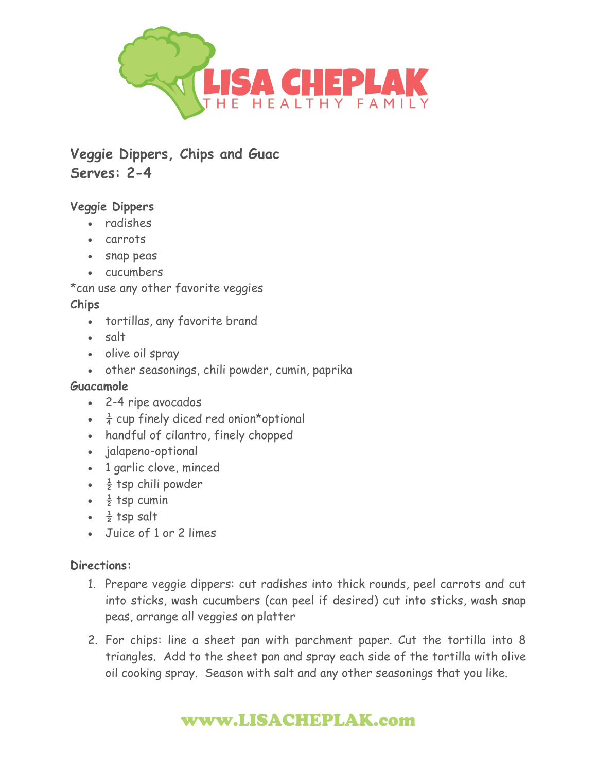LISA CHEPLAK

THE HEALTHY FAMILY

**Veggie Dippers, Chips and Guac**
**Serves: 2-4**

**Veggie Dippers**

- radishes
- carrots
- snap peas
- cucumbers

*can use any other favorite veggies

**Chips**

- tortillas, any favorite brand
- salt
- olive oil spray
- other seasonings, chili powder, cumin, paprika

**Guacamole**

- 2-4 ripe avocados
- ¼ cup finely diced red onion*optional
- handful of cilantro, finely chopped
- jalapeno-optional
- 1 garlic clove, minced
- ½ tsp chili powder
- ½ tsp cumin
- ½ tsp salt
- Juice of 1 or 2 limes

**Directions:**

1. Prepare veggie dippers: cut radishes into thick rounds, peel carrots and cut into sticks, wash cucumbers (can peel if desired) cut into sticks, wash snap peas, arrange all veggies on platter
2. For chips: line a sheet pan with parchment paper. Cut the tortilla into 8 triangles. Add to the sheet pan and spray each side of the tortilla with olive oil cooking spray. Season with salt and any other seasonings that you like.

www.LISACHEPLAK.com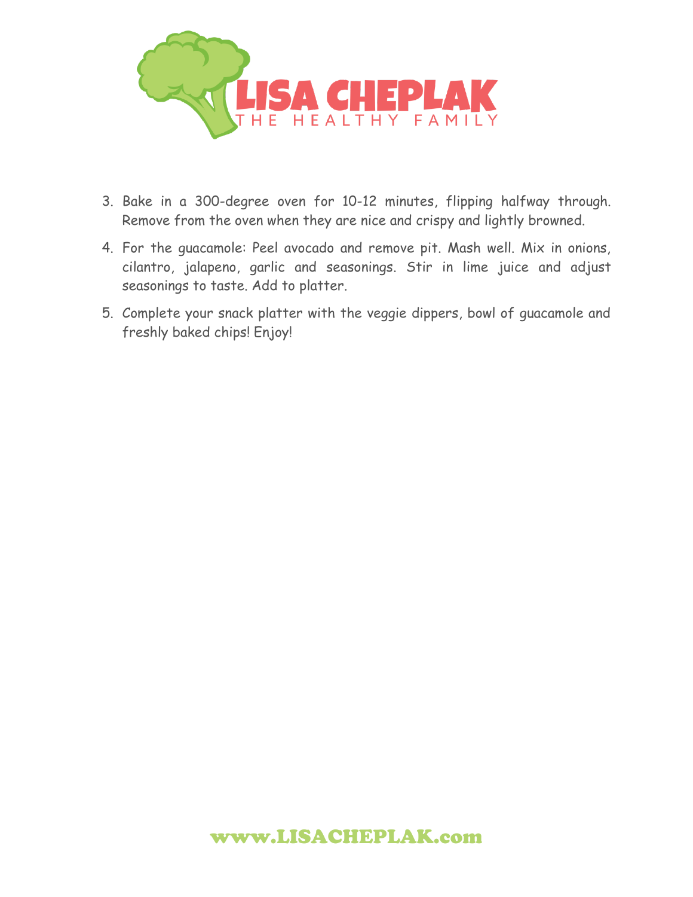3. Bake in a 300-degree oven for 10-12 minutes, flipping halfway through. Remove from the oven when they are nice and crispy and lightly browned.
4. For the guacamole: Peel avocado and remove pit. Mash well. Mix in onions, cilantro, jalapeno, garlic and seasonings. Stir in lime juice and adjust seasonings to taste. Add to platter.
5. Complete your snack platter with the veggie dippers, bowl of guacamole and freshly baked chips! Enjoy!